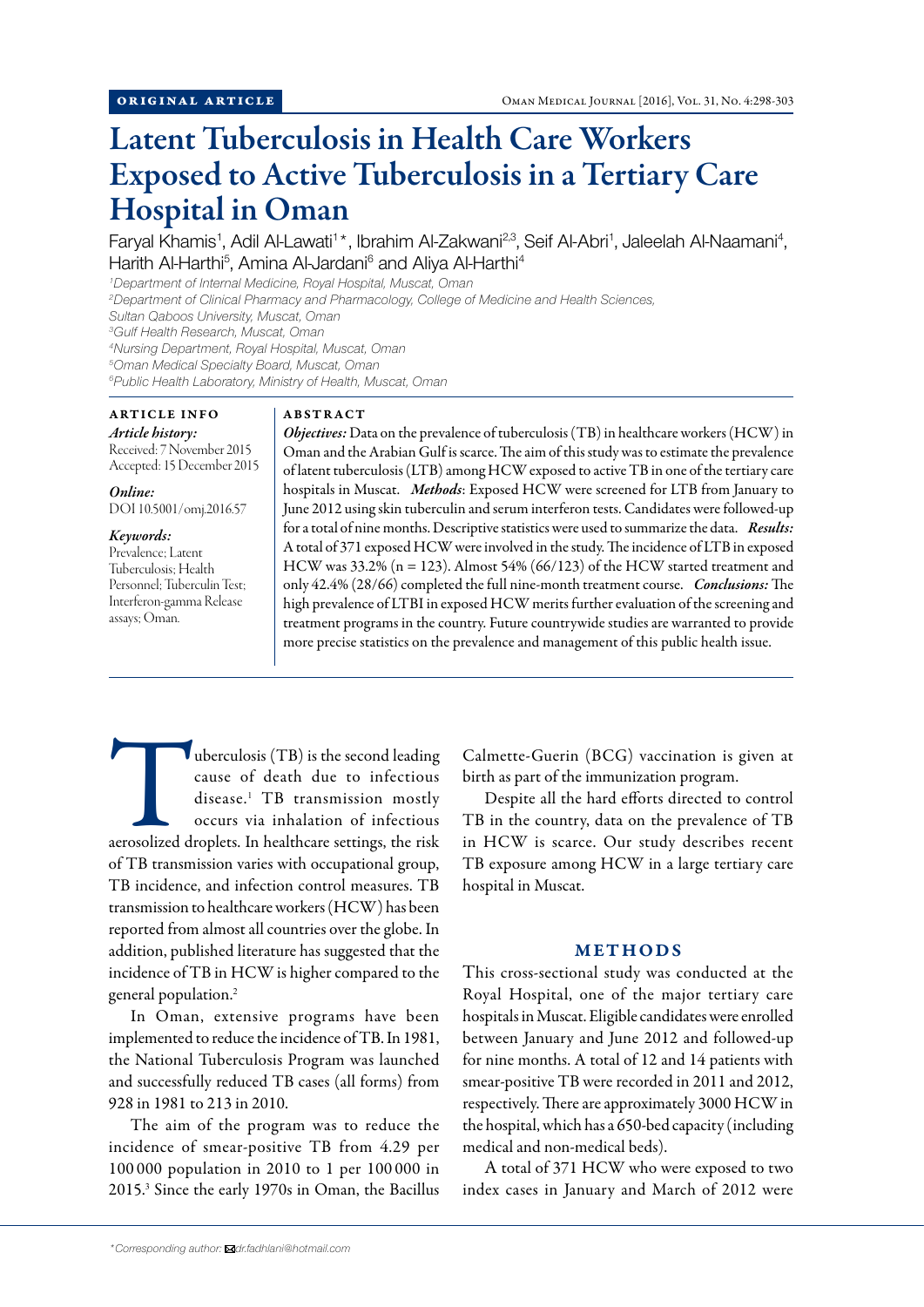ORIGINAL ARTICLE

# Latent Tuberculosis in Health Care Workers Exposed to Active Tuberculosis in a Tertiary Care Hospital in Oman

Faryal Khamis[1], Adil Al-Lawati[1]*, Ibrahim Al-Zakwani[2,3], Seif Al-Abri[1], Jaleelah Al-Naamani[4], Harith Al-Harthi[5], Amina Al-Jardani[6] and Aliya Al-Harthi[4]

[1]*Department of Internal Medicine, Royal Hospital, Muscat, Oman*
[2]*Department of Clinical Pharmacy and Pharmacology, College of Medicine and Health Sciences, Sultan Qaboos University, Muscat, Oman*
[3]*Gulf Health Research, Muscat, Oman*
[4]*Nursing Department, Royal Hospital, Muscat, Oman*
[5]*Oman Medical Specialty Board, Muscat, Oman*
[6]*Public Health Laboratory, Ministry of Health, Muscat, Oman*

## ARTICLE INFO

*Article history:*
Received: 7 November 2015
Accepted: 15 December 2015

*Online:*
DOI 10.5001/omj.2016.57

*Keywords:*
Prevalence; Latent Tuberculosis; Health Personnel; Tuberculin Test; Interferon-gamma Release assays; Oman.

## ABSTRACT

***Objectives:*** Data on the prevalence of tuberculosis (TB) in healthcare workers (HCW) in Oman and the Arabian Gulf is scarce. The aim of this study was to estimate the prevalence of latent tuberculosis (LTB) among HCW exposed to active TB in one of the tertiary care hospitals in Muscat. ***Methods***: Exposed HCW were screened for LTB from January to June 2012 using skin tuberculin and serum interferon tests. Candidates were followed-up for a total of nine months. Descriptive statistics were used to summarize the data. ***Results:*** A total of 371 exposed HCW were involved in the study. The incidence of LTB in exposed HCW was 33.2% (n = 123). Almost 54% (66/123) of the HCW started treatment and only 42.4% (28/66) completed the full nine-month treatment course. ***Conclusions:*** The high prevalence of LTBI in exposed HCW merits further evaluation of the screening and treatment programs in the country. Future countrywide studies are warranted to provide more precise statistics on the prevalence and management of this public health issue.

Tuberculosis (TB) is the second leading cause of death due to infectious disease.[1] TB transmission mostly occurs via inhalation of infectious aerosolized droplets. In healthcare settings, the risk of TB transmission varies with occupational group, TB incidence, and infection control measures. TB transmission to healthcare workers (HCW) has been reported from almost all countries over the globe. In addition, published literature has suggested that the incidence of TB in HCW is higher compared to the general population.[2]

In Oman, extensive programs have been implemented to reduce the incidence of TB. In 1981, the National Tuberculosis Program was launched and successfully reduced TB cases (all forms) from 928 in 1981 to 213 in 2010.

The aim of the program was to reduce the incidence of smear-positive TB from 4.29 per 100 000 population in 2010 to 1 per 100 000 in 2015.[3] Since the early 1970s in Oman, the Bacillus Calmette-Guerin (BCG) vaccination is given at birth as part of the immunization program.

Despite all the hard efforts directed to control TB in the country, data on the prevalence of TB in HCW is scarce. Our study describes recent TB exposure among HCW in a large tertiary care hospital in Muscat.

## METHODS

This cross-sectional study was conducted at the Royal Hospital, one of the major tertiary care hospitals in Muscat. Eligible candidates were enrolled between January and June 2012 and followed-up for nine months. A total of 12 and 14 patients with smear-positive TB were recorded in 2011 and 2012, respectively. There are approximately 3000 HCW in the hospital, which has a 650-bed capacity (including medical and non-medical beds).

A total of 371 HCW who were exposed to two index cases in January and March of 2012 were

*Corresponding author: dr.fadhlani@hotmail.com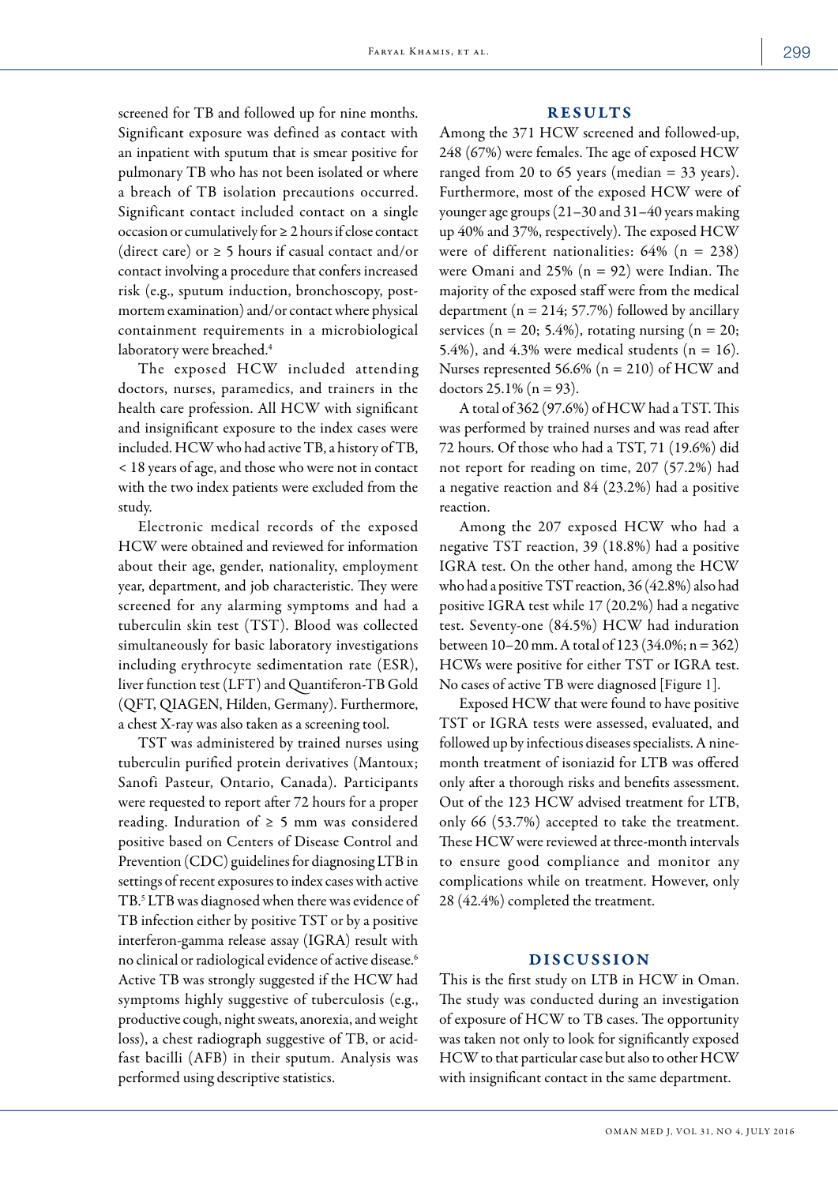screened for TB and followed up for nine months. Significant exposure was defined as contact with an inpatient with sputum that is smear positive for pulmonary TB who has not been isolated or where a breach of TB isolation precautions occurred. Significant contact included contact on a single occasion or cumulatively for ≥ 2 hours if close contact (direct care) or ≥ 5 hours if casual contact and/or contact involving a procedure that confers increased risk (e.g., sputum induction, bronchoscopy, post-mortem examination) and/or contact where physical containment requirements in a microbiological laboratory were breached.[4]

The exposed HCW included attending doctors, nurses, paramedics, and trainers in the health care profession. All HCW with significant and insignificant exposure to the index cases were included. HCW who had active TB, a history of TB, < 18 years of age, and those who were not in contact with the two index patients were excluded from the study.

Electronic medical records of the exposed HCW were obtained and reviewed for information about their age, gender, nationality, employment year, department, and job characteristic. They were screened for any alarming symptoms and had a tuberculin skin test (TST). Blood was collected simultaneously for basic laboratory investigations including erythrocyte sedimentation rate (ESR), liver function test (LFT) and Quantiferon-TB Gold (QFT, QIAGEN, Hilden, Germany). Furthermore, a chest X-ray was also taken as a screening tool.

TST was administered by trained nurses using tuberculin purified protein derivatives (Mantoux; Sanofi Pasteur, Ontario, Canada). Participants were requested to report after 72 hours for a proper reading. Induration of ≥ 5 mm was considered positive based on Centers of Disease Control and Prevention (CDC) guidelines for diagnosing LTB in settings of recent exposures to index cases with active TB.[5] LTB was diagnosed when there was evidence of TB infection either by positive TST or by a positive interferon-gamma release assay (IGRA) result with no clinical or radiological evidence of active disease.[6] Active TB was strongly suggested if the HCW had symptoms highly suggestive of tuberculosis (e.g., productive cough, night sweats, anorexia, and weight loss), a chest radiograph suggestive of TB, or acid-fast bacilli (AFB) in their sputum. Analysis was performed using descriptive statistics.

## RESULTS

Among the 371 HCW screened and followed-up, 248 (67%) were females. The age of exposed HCW ranged from 20 to 65 years (median = 33 years). Furthermore, most of the exposed HCW were of younger age groups (21–30 and 31–40 years making up 40% and 37%, respectively). The exposed HCW were of different nationalities: 64% (n = 238) were Omani and 25% (n = 92) were Indian. The majority of the exposed staff were from the medical department (n = 214; 57.7%) followed by ancillary services (n = 20; 5.4%), rotating nursing (n = 20; 5.4%), and 4.3% were medical students (n = 16). Nurses represented 56.6% (n = 210) of HCW and doctors 25.1% (n = 93).

A total of 362 (97.6%) of HCW had a TST. This was performed by trained nurses and was read after 72 hours. Of those who had a TST, 71 (19.6%) did not report for reading on time, 207 (57.2%) had a negative reaction and 84 (23.2%) had a positive reaction.

Among the 207 exposed HCW who had a negative TST reaction, 39 (18.8%) had a positive IGRA test. On the other hand, among the HCW who had a positive TST reaction, 36 (42.8%) also had positive IGRA test while 17 (20.2%) had a negative test. Seventy-one (84.5%) HCW had induration between 10–20 mm. A total of 123 (34.0%; n = 362) HCWs were positive for either TST or IGRA test. No cases of active TB were diagnosed [Figure 1].

Exposed HCW that were found to have positive TST or IGRA tests were assessed, evaluated, and followed up by infectious diseases specialists. A nine-month treatment of isoniazid for LTB was offered only after a thorough risks and benefits assessment. Out of the 123 HCW advised treatment for LTB, only 66 (53.7%) accepted to take the treatment. These HCW were reviewed at three-month intervals to ensure good compliance and monitor any complications while on treatment. However, only 28 (42.4%) completed the treatment.

## DISCUSSION

This is the first study on LTB in HCW in Oman. The study was conducted during an investigation of exposure of HCW to TB cases. The opportunity was taken not only to look for significantly exposed HCW to that particular case but also to other HCW with insignificant contact in the same department.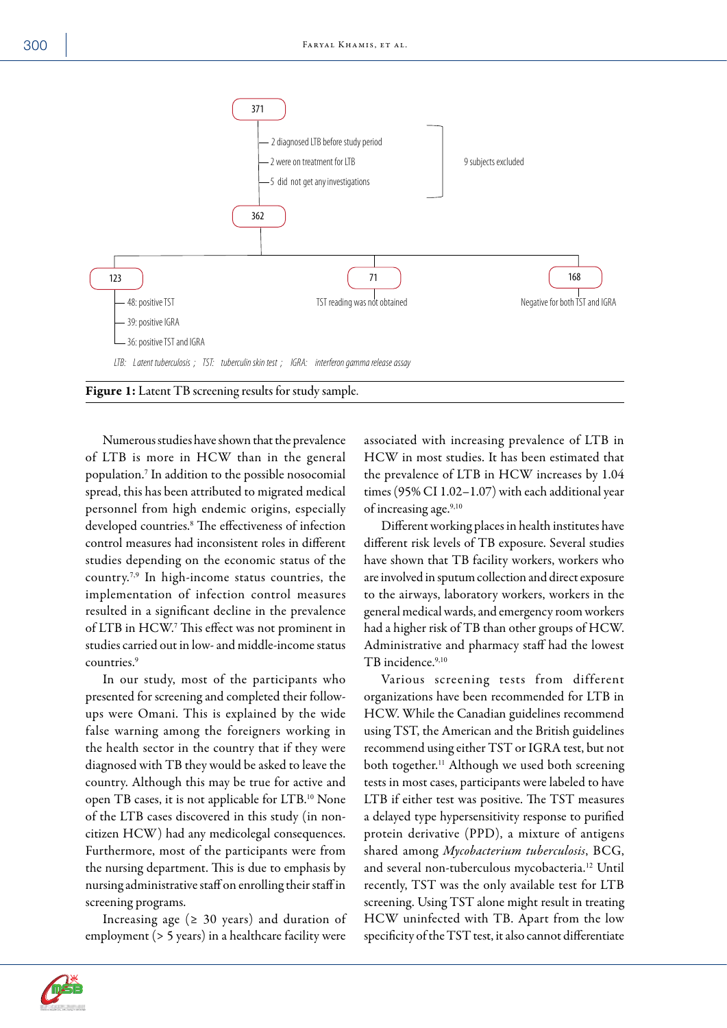371

- 2 diagnosed LTB before study period
- 2 were on treatment for LTB
- 5 did not get any investigations

9 subjects excluded

362

123
- 48: positive TST
- 39: positive IGRA
- 36: positive TST and IGRA

71
TST reading was not obtained

168
Negative for both TST and IGRA

*LTB: Latent tuberculosis ; TST: tuberculin skin test ; IGRA: interferon gamma release assay*

**Figure 1:** Latent TB screening results for study sample.

Numerous studies have shown that the prevalence of LTB is more in HCW than in the general population.[7] In addition to the possible nosocomial spread, this has been attributed to migrated medical personnel from high endemic origins, especially developed countries.[8] The effectiveness of infection control measures had inconsistent roles in different studies depending on the economic status of the country.[7,9] In high-income status countries, the implementation of infection control measures resulted in a significant decline in the prevalence of LTB in HCW.[7] This effect was not prominent in studies carried out in low- and middle-income status countries.[9]

In our study, most of the participants who presented for screening and completed their follow-ups were Omani. This is explained by the wide false warning among the foreigners working in the health sector in the country that if they were diagnosed with TB they would be asked to leave the country. Although this may be true for active and open TB cases, it is not applicable for LTB.[10] None of the LTB cases discovered in this study (in non-citizen HCW) had any medicolegal consequences. Furthermore, most of the participants were from the nursing department. This is due to emphasis by nursing administrative staff on enrolling their staff in screening programs.

Increasing age (≥ 30 years) and duration of employment (> 5 years) in a healthcare facility were associated with increasing prevalence of LTB in HCW in most studies. It has been estimated that the prevalence of LTB in HCW increases by 1.04 times (95% CI 1.02–1.07) with each additional year of increasing age.[9,10]

Different working places in health institutes have different risk levels of TB exposure. Several studies have shown that TB facility workers, workers who are involved in sputum collection and direct exposure to the airways, laboratory workers, workers in the general medical wards, and emergency room workers had a higher risk of TB than other groups of HCW. Administrative and pharmacy staff had the lowest TB incidence.[9,10]

Various screening tests from different organizations have been recommended for LTB in HCW. While the Canadian guidelines recommend using TST, the American and the British guidelines recommend using either TST or IGRA test, but not both together.[11] Although we used both screening tests in most cases, participants were labeled to have LTB if either test was positive. The TST measures a delayed type hypersensitivity response to purified protein derivative (PPD), a mixture of antigens shared among *Mycobacterium tuberculosis*, BCG, and several non-tuberculous mycobacteria.[12] Until recently, TST was the only available test for LTB screening. Using TST alone might result in treating HCW uninfected with TB. Apart from the low specificity of the TST test, it also cannot differentiate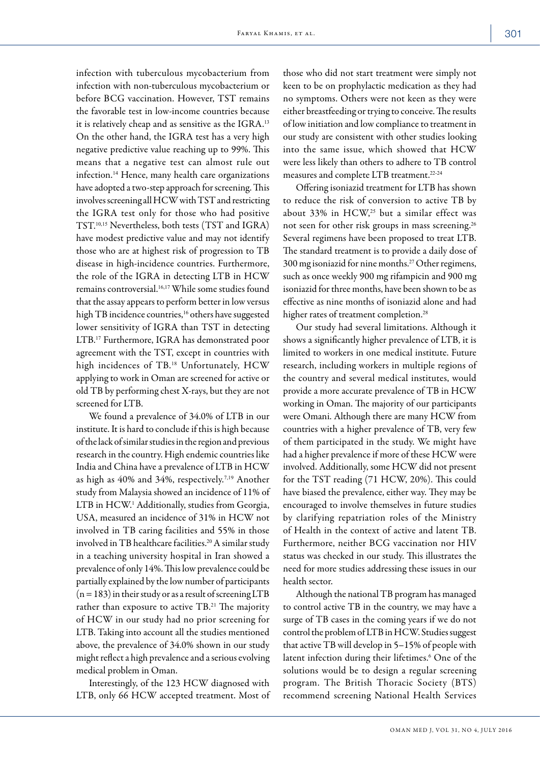infection with tuberculous mycobacterium from infection with non-tuberculous mycobacterium or before BCG vaccination. However, TST remains the favorable test in low-income countries because it is relatively cheap and as sensitive as the IGRA.[13] On the other hand, the IGRA test has a very high negative predictive value reaching up to 99%. This means that a negative test can almost rule out infection.[14] Hence, many health care organizations have adopted a two-step approach for screening. This involves screening all HCW with TST and restricting the IGRA test only for those who had positive TST.[10,15] Nevertheless, both tests (TST and IGRA) have modest predictive value and may not identify those who are at highest risk of progression to TB disease in high-incidence countries. Furthermore, the role of the IGRA in detecting LTB in HCW remains controversial.[16,17] While some studies found that the assay appears to perform better in low versus high TB incidence countries,[16] others have suggested lower sensitivity of IGRA than TST in detecting LTB.[17] Furthermore, IGRA has demonstrated poor agreement with the TST, except in countries with high incidences of TB.[18] Unfortunately, HCW applying to work in Oman are screened for active or old TB by performing chest X-rays, but they are not screened for LTB.

We found a prevalence of 34.0% of LTB in our institute. It is hard to conclude if this is high because of the lack of similar studies in the region and previous research in the country. High endemic countries like India and China have a prevalence of LTB in HCW as high as 40% and 34%, respectively.[7,19] Another study from Malaysia showed an incidence of 11% of LTB in HCW.[1] Additionally, studies from Georgia, USA, measured an incidence of 31% in HCW not involved in TB caring facilities and 55% in those involved in TB healthcare facilities.[20] A similar study in a teaching university hospital in Iran showed a prevalence of only 14%. This low prevalence could be partially explained by the low number of participants (n = 183) in their study or as a result of screening LTB rather than exposure to active TB.[21] The majority of HCW in our study had no prior screening for LTB. Taking into account all the studies mentioned above, the prevalence of 34.0% shown in our study might reflect a high prevalence and a serious evolving medical problem in Oman.

Interestingly, of the 123 HCW diagnosed with LTB, only 66 HCW accepted treatment. Most of those who did not start treatment were simply not keen to be on prophylactic medication as they had no symptoms. Others were not keen as they were either breastfeeding or trying to conceive. The results of low initiation and low compliance to treatment in our study are consistent with other studies looking into the same issue, which showed that HCW were less likely than others to adhere to TB control measures and complete LTB treatment.[22-24]

Offering isoniazid treatment for LTB has shown to reduce the risk of conversion to active TB by about 33% in HCW,[25] but a similar effect was not seen for other risk groups in mass screening.[26] Several regimens have been proposed to treat LTB. The standard treatment is to provide a daily dose of 300 mg isoniazid for nine months.[27] Other regimens, such as once weekly 900 mg rifampicin and 900 mg isoniazid for three months, have been shown to be as effective as nine months of isoniazid alone and had higher rates of treatment completion.[28]

Our study had several limitations. Although it shows a significantly higher prevalence of LTB, it is limited to workers in one medical institute. Future research, including workers in multiple regions of the country and several medical institutes, would provide a more accurate prevalence of TB in HCW working in Oman. The majority of our participants were Omani. Although there are many HCW from countries with a higher prevalence of TB, very few of them participated in the study. We might have had a higher prevalence if more of these HCW were involved. Additionally, some HCW did not present for the TST reading (71 HCW, 20%). This could have biased the prevalence, either way. They may be encouraged to involve themselves in future studies by clarifying repatriation roles of the Ministry of Health in the context of active and latent TB. Furthermore, neither BCG vaccination nor HIV status was checked in our study. This illustrates the need for more studies addressing these issues in our health sector.

Although the national TB program has managed to control active TB in the country, we may have a surge of TB cases in the coming years if we do not control the problem of LTB in HCW. Studies suggest that active TB will develop in 5–15% of people with latent infection during their lifetimes.[6] One of the solutions would be to design a regular screening program. The British Thoracic Society (BTS) recommend screening National Health Services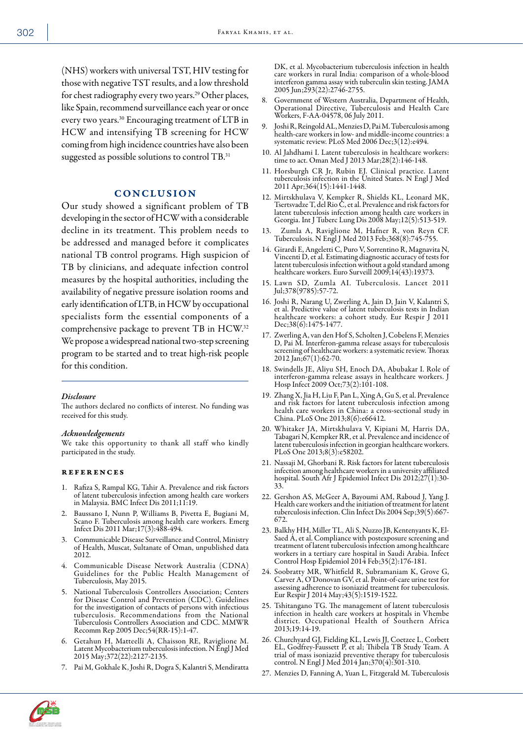(NHS) workers with universal TST, HIV testing for those with negative TST results, and a low threshold for chest radiography every two years.[29] Other places, like Spain, recommend surveillance each year or once every two years.[30] Encouraging treatment of LTB in HCW and intensifying TB screening for HCW coming from high incidence countries have also been suggested as possible solutions to control TB.[31]

## CONCLUSION

Our study showed a significant problem of TB developing in the sector of HCW with a considerable decline in its treatment. This problem needs to be addressed and managed before it complicates national TB control programs. High suspicion of TB by clinicians, and adequate infection control measures by the hospital authorities, including the availability of negative pressure isolation rooms and early identification of LTB, in HCW by occupational specialists form the essential components of a comprehensive package to prevent TB in HCW.[32] We propose a widespread national two-step screening program to be started and to treat high-risk people for this condition.

### *Disclosure*

The authors declared no conflicts of interest. No funding was received for this study.

### *Acknowledgements*

We take this opportunity to thank all staff who kindly participated in the study.

## REFERENCES

1. Rafiza S, Rampal KG, Tahir A. Prevalence and risk factors of latent tuberculosis infection among health care workers in Malaysia. BMC Infect Dis 2011;11:19.
2. Baussano I, Nunn P, Williams B, Pivetta E, Bugiani M, Scano F. Tuberculosis among health care workers. Emerg Infect Dis 2011 Mar;17(3):488-494.
3. Communicable Disease Surveillance and Control, Ministry of Health, Muscat, Sultanate of Oman, unpublished data 2012.
4. Communicable Disease Network Australia (CDNA) Guidelines for the Public Health Management of Tuberculosis, May 2015.
5. National Tuberculosis Controllers Association; Centers for Disease Control and Prevention (CDC). Guidelines for the investigation of contacts of persons with infectious tuberculosis. Recommendations from the National Tuberculosis Controllers Association and CDC. MMWR Recomm Rep 2005 Dec;54(RR-15):1-47.
6. Getahun H, Matteelli A, Chaisson RE, Raviglione M. Latent Mycobacterium tuberculosis infection. N Engl J Med 2015 May;372(22):2127-2135.
7. Pai M, Gokhale K, Joshi R, Dogra S, Kalantri S, Mendiratta DK, et al. Mycobacterium tuberculosis infection in health care workers in rural India: comparison of a whole-blood interferon gamma assay with tuberculin skin testing. JAMA 2005 Jun;293(22):2746-2755.
8. Government of Western Australia, Department of Health, Operational Directive, Tuberculosis and Health Care Workers, F-AA-04578, 06 July 2011.
9. Joshi R, Reingold AL, Menzies D, Pai M. Tuberculosis among health-care workers in low- and middle-income countries: a systematic review. PLoS Med 2006 Dec;3(12):e494.
10. Al Jahdhami I. Latent tuberculosis in healthcare workers: time to act. Oman Med J 2013 Mar;28(2):146-148.
11. Horsburgh CR Jr, Rubin EJ. Clinical practice. Latent tuberculosis infection in the United States. N Engl J Med 2011 Apr;364(15):1441-1448.
12. Mirtskhulava V, Kempker R, Shields KL, Leonard MK, Tsertsvadze T, del Rio C, et al. Prevalence and risk factors for latent tuberculosis infection among health care workers in Georgia. Int J Tuberc Lung Dis 2008 May;12(5):513-519.
13. Zumla A, Raviglione M, Hafner R, von Reyn CF. Tuberculosis. N Engl J Med 2013 Feb;368(8):745-755.
14. Girardi E, Angeletti C, Puro V, Sorrentino R, Magnavita N, Vincenti D, et al. Estimating diagnostic accuracy of tests for latent tuberculosis infection without a gold standard among healthcare workers. Euro Surveill 2009;14(43):19373.
15. Lawn SD, Zumla AI. Tuberculosis. Lancet 2011 Jul;378(9785):57-72.
16. Joshi R, Narang U, Zwerling A, Jain D, Jain V, Kalantri S, et al. Predictive value of latent tuberculosis tests in Indian healthcare workers: a cohort study. Eur Respir J 2011 Dec;38(6):1475-1477.
17. Zwerling A, van den Hof S, Scholten J, Cobelens F, Menzies D, Pai M. Interferon-gamma release assays for tuberculosis screening of healthcare workers: a systematic review. Thorax 2012 Jan;67(1):62-70.
18. Swindells JE, Aliyu SH, Enoch DA, Abubakar I. Role of interferon-gamma release assays in healthcare workers. J Hosp Infect 2009 Oct;73(2):101-108.
19. Zhang X, Jia H, Liu F, Pan L, Xing A, Gu S, et al. Prevalence and risk factors for latent tuberculosis infection among health care workers in China: a cross-sectional study in China. PLoS One 2013;8(6):e66412.
20. Whitaker JA, Mirtskhulava V, Kipiani M, Harris DA, Tabagari N, Kempker RR, et al. Prevalence and incidence of latent tuberculosis infection in georgian healthcare workers. PLoS One 2013;8(3):e58202.
21. Nassaji M, Ghorbani R. Risk factors for latent tuberculosis infection among healthcare workers in a university affiliated hospital. South Afr J Epidemiol Infect Dis 2012;27(1):30-33.
22. Gershon AS, McGeer A, Bayoumi AM, Raboud J, Yang J. Health care workers and the initiation of treatment for latent tuberculosis infection. Clin Infect Dis 2004 Sep;39(5):667-672.
23. Balkhy HH, Miller TL, Ali S, Nuzzo JB, Kentenyants K, El-Saed A, et al. Compliance with postexposure screening and treatment of latent tuberculosis infection among healthcare workers in a tertiary care hospital in Saudi Arabia. Infect Control Hosp Epidemiol 2014 Feb;35(2):176-181.
24. Soobratty MR, Whitfield R, Subramaniam K, Grove G, Carver A, O'Donovan GV, et al. Point-of-care urine test for assessing adherence to isoniazid treatment for tuberculosis. Eur Respir J 2014 May;43(5):1519-1522.
25. Tshitangano TG. The management of latent tuberculosis infection in health care workers at hospitals in Vhembe district. Occupational Health of Southern Africa 2013;19:14-19.
26. Churchyard GJ, Fielding KL, Lewis JJ, Coetzee L, Corbett EL, Godfrey-Faussett P, et al; Thibela TB Study Team. A trial of mass isoniazid preventive therapy for tuberculosis control. N Engl J Med 2014 Jan;370(4):301-310.
27. Menzies D, Fanning A, Yuan L, Fitzgerald M. Tuberculosis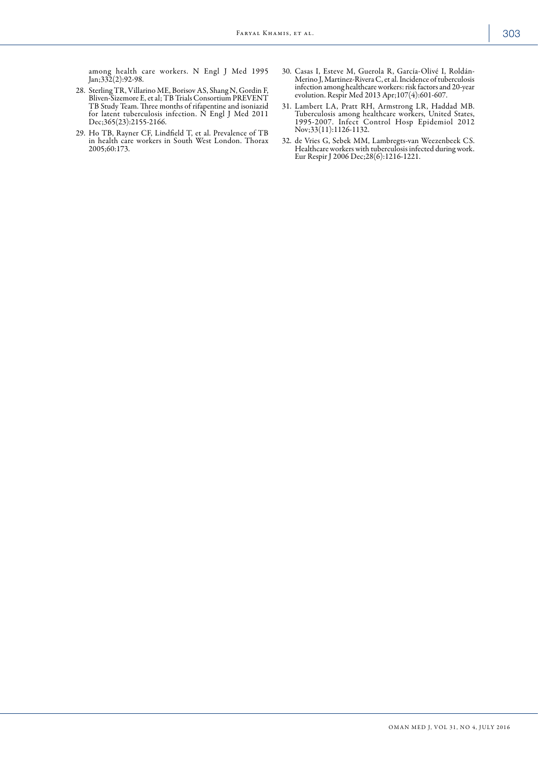among health care workers. N Engl J Med 1995 Jan;332(2):92-98.

28. Sterling TR, Villarino ME, Borisov AS, Shang N, Gordin F, Bliven-Sizemore E, et al; TB Trials Consortium PREVENT TB Study Team. Three months of rifapentine and isoniazid for latent tuberculosis infection. N Engl J Med 2011 Dec;365(23):2155-2166.
29. Ho TB, Rayner CF, Lindfield T, et al. Prevalence of TB in health care workers in South West London. Thorax 2005;60:173.
30. Casas I, Esteve M, Guerola R, García-Olivé I, Roldán-Merino J, Martinez-Rivera C, et al. Incidence of tuberculosis infection among healthcare workers: risk factors and 20-year evolution. Respir Med 2013 Apr;107(4):601-607.
31. Lambert LA, Pratt RH, Armstrong LR, Haddad MB. Tuberculosis among healthcare workers, United States, 1995-2007. Infect Control Hosp Epidemiol 2012 Nov;33(11):1126-1132.
32. de Vries G, Sebek MM, Lambregts-van Weezenbeek CS. Healthcare workers with tuberculosis infected during work. Eur Respir J 2006 Dec;28(6):1216-1221.